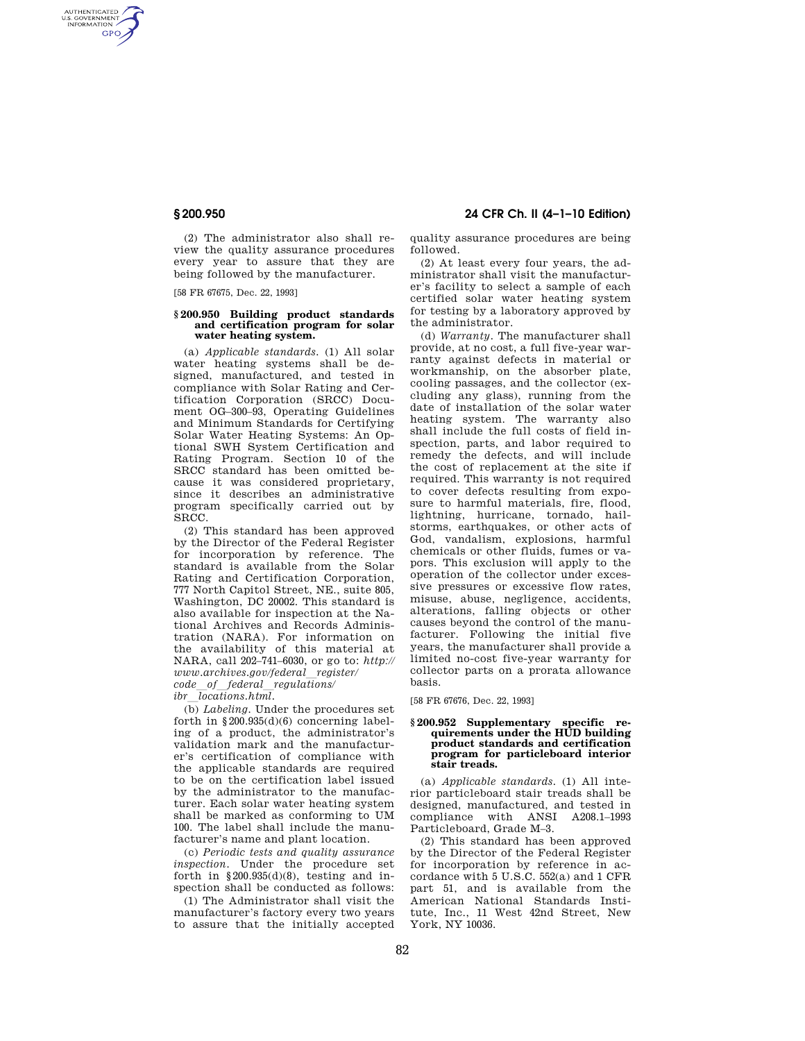(2) The administrator also shall review the quality assurance procedures every year to assure that they are being followed by the manufacturer.

[58 FR 67675, Dec. 22, 1993]

### § 200.950 Building product standards and certification program for solar water heating system.

(a) *Applicable standards.* (1) All solar water heating systems shall be designed, manufactured, and tested in compliance with Solar Rating and Certification Corporation (SRCC) Document OG–300–93, Operating Guidelines and Minimum Standards for Certifying Solar Water Heating Systems: An Optional SWH System Certification and Rating Program. Section 10 of the SRCC standard has been omitted because it was considered proprietary, since it describes an administrative program specifically carried out by SRCC.

(2) This standard has been approved by the Director of the Federal Register for incorporation by reference. The standard is available from the Solar Rating and Certification Corporation, 777 North Capitol Street, NE., suite 805, Washington, DC 20002. This standard is also available for inspection at the National Archives and Records Administration (NARA). For information on the availability of this material at NARA, call 202–741–6030, or go to: *http://www.archives.gov/federal_register/code_of_federal_regulations/ibr_locations.html.*

(b) *Labeling.* Under the procedures set forth in § 200.935(d)(6) concerning labeling of a product, the administrator's validation mark and the manufacturer's certification of compliance with the applicable standards are required to be on the certification label issued by the administrator to the manufacturer. Each solar water heating system shall be marked as conforming to UM 100. The label shall include the manufacturer's name and plant location.

(c) *Periodic tests and quality assurance inspection.* Under the procedure set forth in § 200.935(d)(8), testing and inspection shall be conducted as follows:

(1) The Administrator shall visit the manufacturer's factory every two years to assure that the initially accepted quality assurance procedures are being followed.

(2) At least every four years, the administrator shall visit the manufacturer's facility to select a sample of each certified solar water heating system for testing by a laboratory approved by the administrator.

(d) *Warranty.* The manufacturer shall provide, at no cost, a full five-year warranty against defects in material or workmanship, on the absorber plate, cooling passages, and the collector (excluding any glass), running from the date of installation of the solar water heating system. The warranty also shall include the full costs of field inspection, parts, and labor required to remedy the defects, and will include the cost of replacement at the site if required. This warranty is not required to cover defects resulting from exposure to harmful materials, fire, flood, lightning, hurricane, tornado, hailstorms, earthquakes, or other acts of God, vandalism, explosions, harmful chemicals or other fluids, fumes or vapors. This exclusion will apply to the operation of the collector under excessive pressures or excessive flow rates, misuse, abuse, negligence, accidents, alterations, falling objects or other causes beyond the control of the manufacturer. Following the initial five years, the manufacturer shall provide a limited no-cost five-year warranty for collector parts on a prorata allowance basis.

[58 FR 67676, Dec. 22, 1993]

### § 200.952 Supplementary specific requirements under the HUD building product standards and certification program for particleboard interior stair treads.

(a) *Applicable standards.* (1) All interior particleboard stair treads shall be designed, manufactured, and tested in compliance with ANSI A208.1–1993 Particleboard, Grade M–3.

(2) This standard has been approved by the Director of the Federal Register for incorporation by reference in accordance with 5 U.S.C. 552(a) and 1 CFR part 51, and is available from the American National Standards Institute, Inc., 11 West 42nd Street, New York, NY 10036.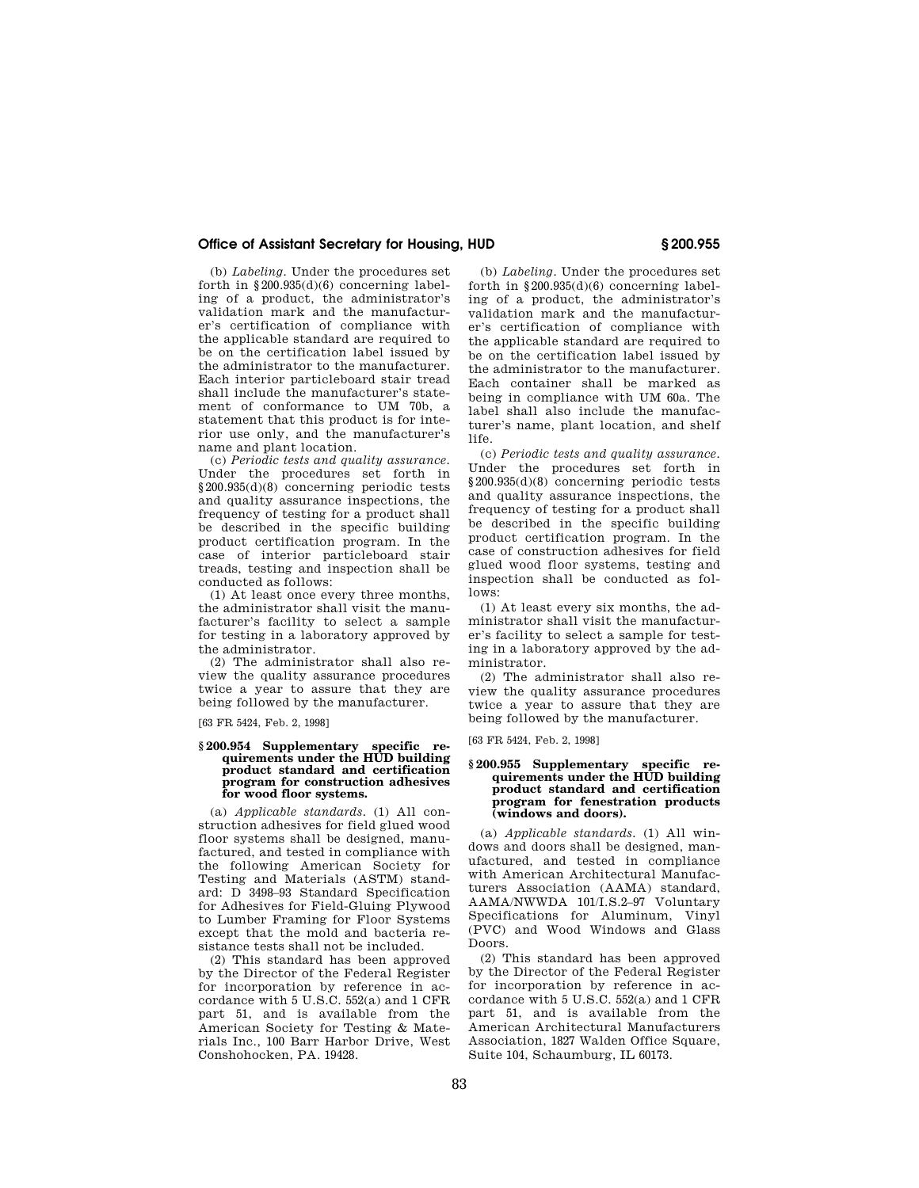(b) *Labeling*. Under the procedures set forth in §200.935(d)(6) concerning labeling of a product, the administrator's validation mark and the manufacturer's certification of compliance with the applicable standard are required to be on the certification label issued by the administrator to the manufacturer. Each interior particleboard stair tread shall include the manufacturer's statement of conformance to UM 70b, a statement that this product is for interior use only, and the manufacturer's name and plant location.

(c) *Periodic tests and quality assurance*. Under the procedures set forth in §200.935(d)(8) concerning periodic tests and quality assurance inspections, the frequency of testing for a product shall be described in the specific building product certification program. In the case of interior particleboard stair treads, testing and inspection shall be conducted as follows:

(1) At least once every three months, the administrator shall visit the manufacturer's facility to select a sample for testing in a laboratory approved by the administrator.

(2) The administrator shall also review the quality assurance procedures twice a year to assure that they are being followed by the manufacturer.

[63 FR 5424, Feb. 2, 1998]

### §200.954 Supplementary specific requirements under the HUD building product standard and certification program for construction adhesives for wood floor systems.

(a) *Applicable standards*. (1) All construction adhesives for field glued wood floor systems shall be designed, manufactured, and tested in compliance with the following American Society for Testing and Materials (ASTM) standard: D 3498–93 Standard Specification for Adhesives for Field-Gluing Plywood to Lumber Framing for Floor Systems except that the mold and bacteria resistance tests shall not be included.

(2) This standard has been approved by the Director of the Federal Register for incorporation by reference in accordance with 5 U.S.C. 552(a) and 1 CFR part 51, and is available from the American Society for Testing & Materials Inc., 100 Barr Harbor Drive, West Conshohocken, PA. 19428.

(b) *Labeling*. Under the procedures set forth in §200.935(d)(6) concerning labeling of a product, the administrator's validation mark and the manufacturer's certification of compliance with the applicable standard are required to be on the certification label issued by the administrator to the manufacturer. Each container shall be marked as being in compliance with UM 60a. The label shall also include the manufacturer's name, plant location, and shelf life.

(c) *Periodic tests and quality assurance*. Under the procedures set forth in §200.935(d)(8) concerning periodic tests and quality assurance inspections, the frequency of testing for a product shall be described in the specific building product certification program. In the case of construction adhesives for field glued wood floor systems, testing and inspection shall be conducted as follows:

(1) At least every six months, the administrator shall visit the manufacturer's facility to select a sample for testing in a laboratory approved by the administrator.

(2) The administrator shall also review the quality assurance procedures twice a year to assure that they are being followed by the manufacturer.

[63 FR 5424, Feb. 2, 1998]

### §200.955 Supplementary specific requirements under the HUD building product standard and certification program for fenestration products (windows and doors).

(a) *Applicable standards*. (1) All windows and doors shall be designed, manufactured, and tested in compliance with American Architectural Manufacturers Association (AAMA) standard, AAMA/NWWDA 101/I.S.2–97 Voluntary Specifications for Aluminum, Vinyl (PVC) and Wood Windows and Glass Doors.

(2) This standard has been approved by the Director of the Federal Register for incorporation by reference in accordance with 5 U.S.C. 552(a) and 1 CFR part 51, and is available from the American Architectural Manufacturers Association, 1827 Walden Office Square, Suite 104, Schaumburg, IL 60173.